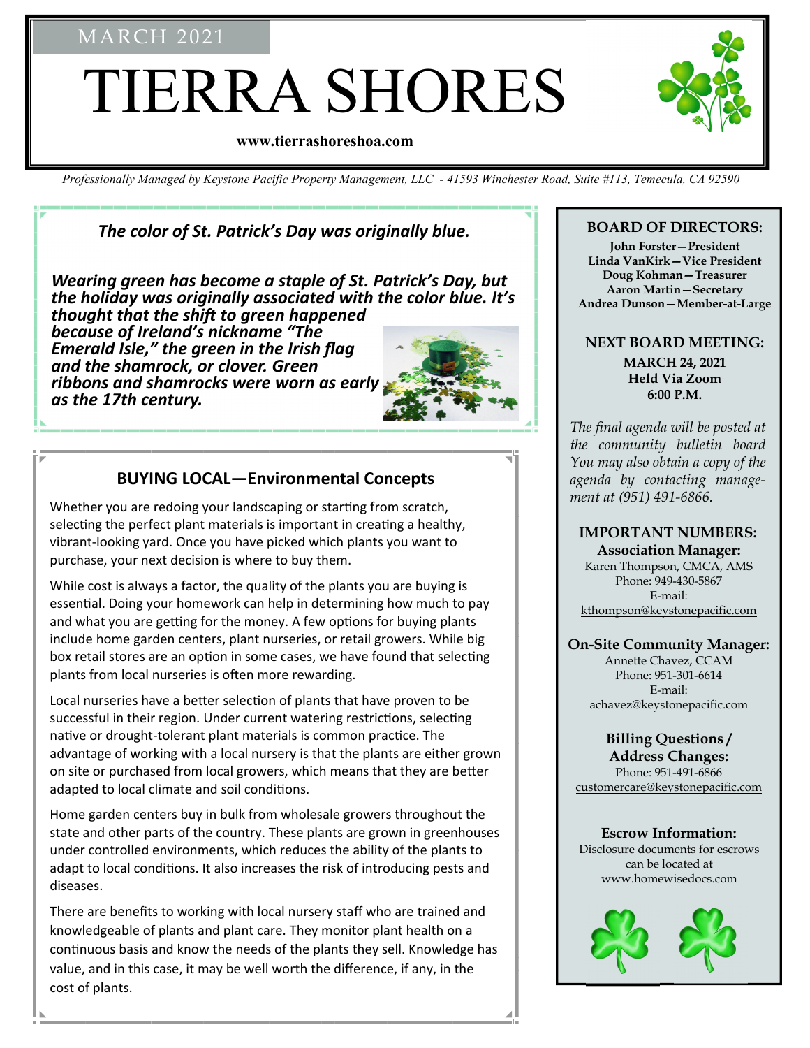MARCH 2021

# TIERRA SHORES

**www.tierrashoreshoa.com**

*Professionally Managed by Keystone Pacific Property Management, LLC - 41593 Winchester Road, Suite #113, Temecula, CA 92590*

### *The color of St. Patrick's Day was originally blue.*

***Wearing green has become a staple of St. Patrick's Day, but the holiday was originally associated with the color blue. It's thought that the shift to green happened because of Ireland's nickname "The Emerald Isle," the green in the Irish flag and the shamrock, or clover. Green ribbons and shamrocks were worn as early as the 17th century.***

## BUYING LOCAL—Environmental Concepts

Whether you are redoing your landscaping or starting from scratch, selecting the perfect plant materials is important in creating a healthy, vibrant-looking yard. Once you have picked which plants you want to purchase, your next decision is where to buy them.

While cost is always a factor, the quality of the plants you are buying is essential. Doing your homework can help in determining how much to pay and what you are getting for the money. A few options for buying plants include home garden centers, plant nurseries, or retail growers. While big box retail stores are an option in some cases, we have found that selecting plants from local nurseries is often more rewarding.

Local nurseries have a better selection of plants that have proven to be successful in their region. Under current watering restrictions, selecting native or drought-tolerant plant materials is common practice. The advantage of working with a local nursery is that the plants are either grown on site or purchased from local growers, which means that they are better adapted to local climate and soil conditions.

Home garden centers buy in bulk from wholesale growers throughout the state and other parts of the country. These plants are grown in greenhouses under controlled environments, which reduces the ability of the plants to adapt to local conditions. It also increases the risk of introducing pests and diseases.

There are benefits to working with local nursery staff who are trained and knowledgeable of plants and plant care. They monitor plant health on a continuous basis and know the needs of the plants they sell. Knowledge has value, and in this case, it may be well worth the difference, if any, in the cost of plants.

### BOARD OF DIRECTORS:

**John Forster—President**
**Linda VanKirk—Vice President**
**Doug Kohman—Treasurer**
**Aaron Martin—Secretary**
**Andrea Dunson—Member-at-Large**

### NEXT BOARD MEETING:

**MARCH 24, 2021**
**Held Via Zoom**
**6:00 P.M.**

*The final agenda will be posted at the community bulletin board You may also obtain a copy of the agenda by contacting management at (951) 491-6866.*

### IMPORTANT NUMBERS:

**Association Manager:**
Karen Thompson, CMCA, AMS
Phone: 949-430-5867
E-mail:
kthompson@keystonepacific.com

**On-Site Community Manager:**
Annette Chavez, CCAM
Phone: 951-301-6614
E-mail:
achavez@keystonepacific.com

**Billing Questions / Address Changes:**
Phone: 951-491-6866
customercare@keystonepacific.com

**Escrow Information:**
Disclosure documents for escrows can be located at
www.homewisedocs.com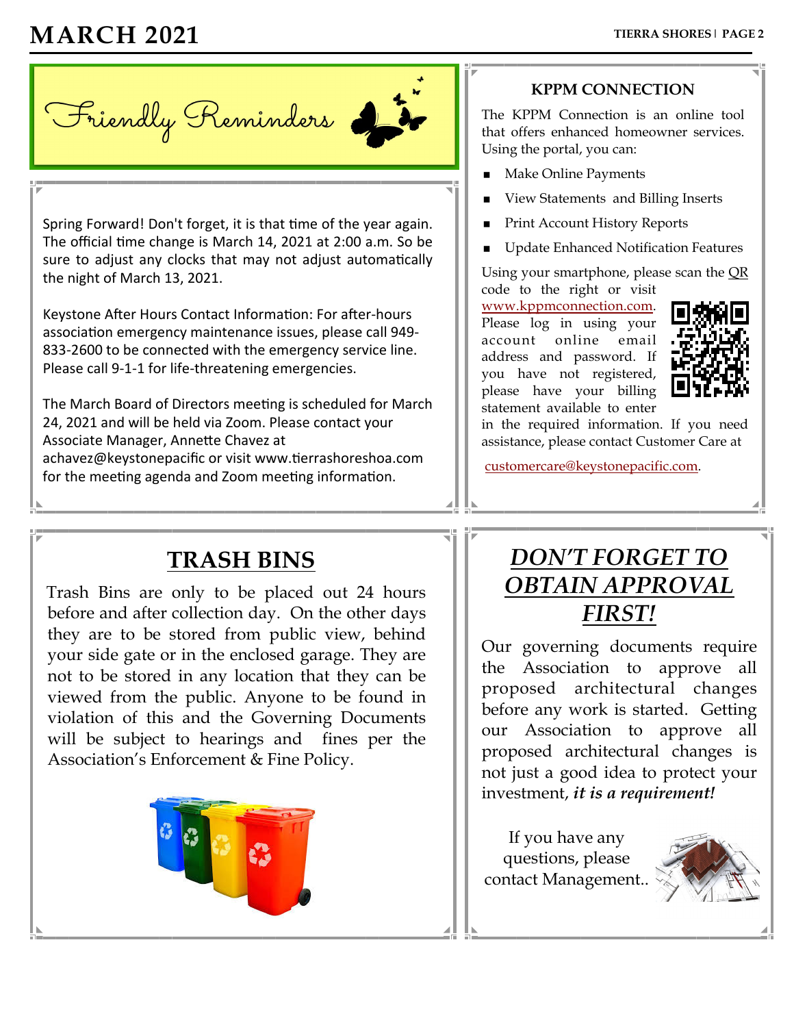## Friendly Reminders

Spring Forward! Don't forget, it is that time of the year again. The official time change is March 14, 2021 at 2:00 a.m. So be sure to adjust any clocks that may not adjust automatically the night of March 13, 2021.

Keystone After Hours Contact Information: For after-hours association emergency maintenance issues, please call 949-833-2600 to be connected with the emergency service line. Please call 9-1-1 for life-threatening emergencies.

The March Board of Directors meeting is scheduled for March 24, 2021 and will be held via Zoom. Please contact your Associate Manager, Annette Chavez at achavez@keystonepacific or visit www.tierrashoreshoa.com for the meeting agenda and Zoom meeting information.

### KPPM CONNECTION

The KPPM Connection is an online tool that offers enhanced homeowner services. Using the portal, you can:

- Make Online Payments
- View Statements and Billing Inserts
- Print Account History Reports
- Update Enhanced Notification Features

Using your smartphone, please scan the QR code to the right or visit www.kppmconnection.com. Please log in using your account online email address and password. If you have not registered, please have your billing statement available to enter in the required information. If you need assistance, please contact Customer Care at

customercare@keystonepacific.com.

## TRASH BINS

Trash Bins are only to be placed out 24 hours before and after collection day. On the other days they are to be stored from public view, behind your side gate or in the enclosed garage. They are not to be stored in any location that they can be viewed from the public. Anyone to be found in violation of this and the Governing Documents will be subject to hearings and fines per the Association's Enforcement & Fine Policy.

## *DON'T FORGET TO OBTAIN APPROVAL FIRST!*

Our governing documents require the Association to approve all proposed architectural changes before any work is started. Getting our Association to approve all proposed architectural changes is not just a good idea to protect your investment, ***it is a requirement!***

If you have any questions, please contact Management..